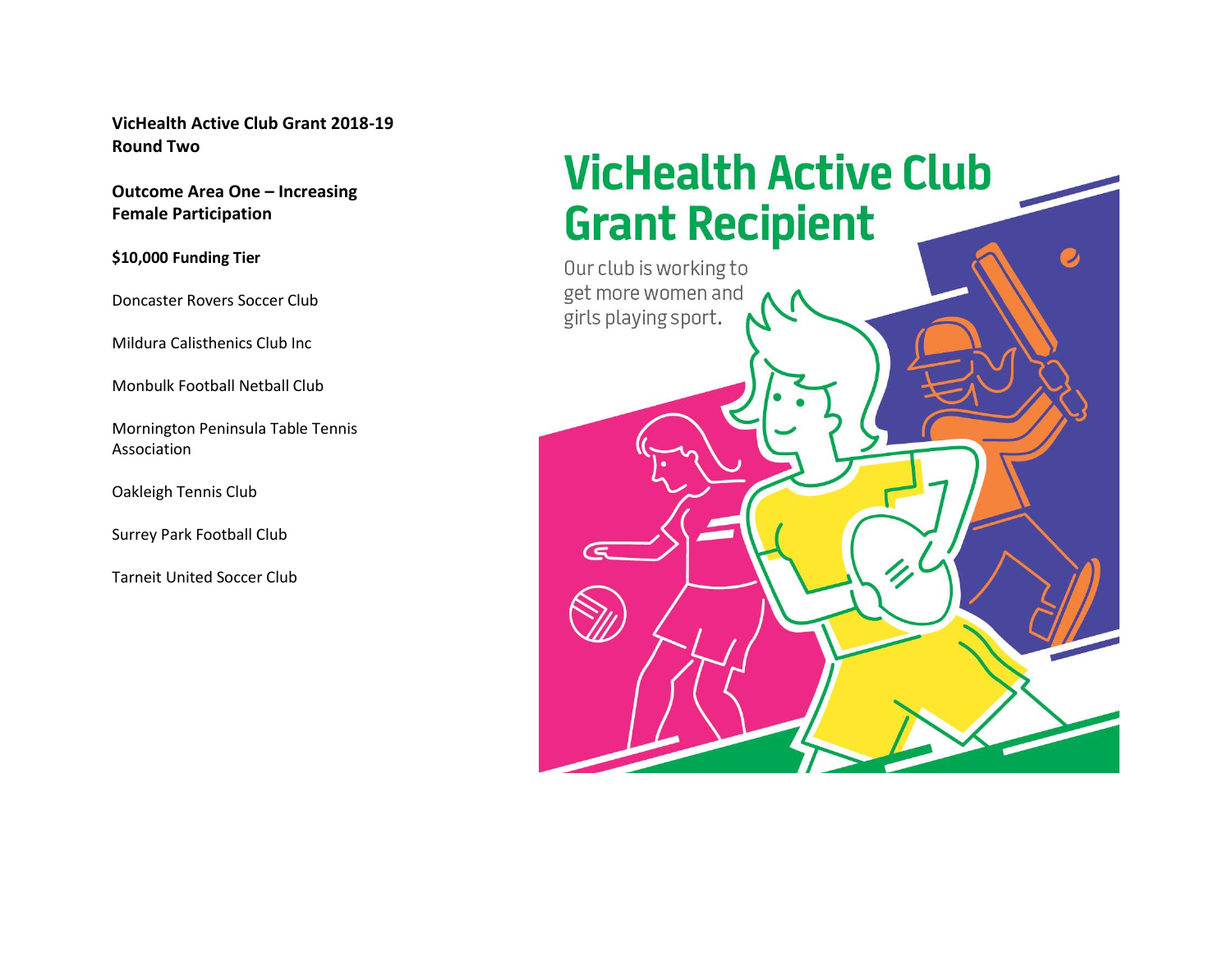**VicHealth Active Club Grant 2018-19**
**Round Two**

**Outcome Area One – Increasing Female Participation**

**$10,000 Funding Tier**

Doncaster Rovers Soccer Club

Mildura Calisthenics Club Inc

Monbulk Football Netball Club

Mornington Peninsula Table Tennis Association

Oakleigh Tennis Club

Surrey Park Football Club

Tarneit United Soccer Club

# VicHealth Active Club Grant Recipient

Our club is working to get more women and girls playing sport.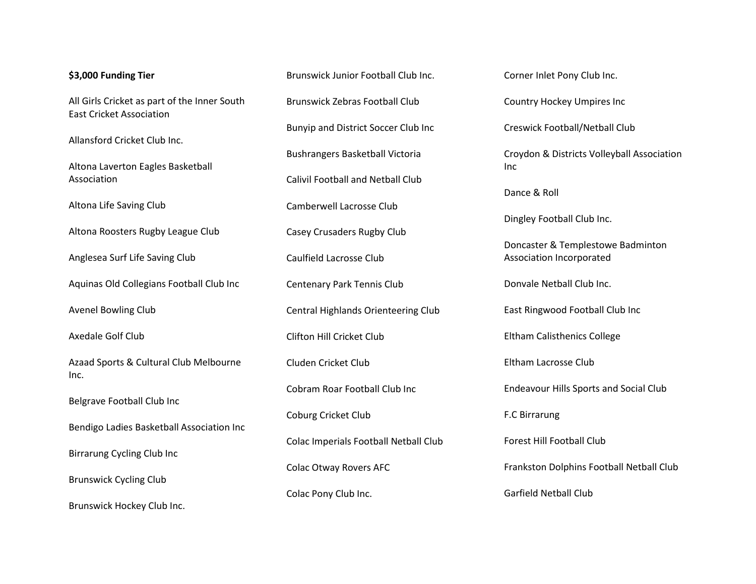**$3,000 Funding Tier**

All Girls Cricket as part of the Inner South East Cricket Association

Allansford Cricket Club Inc.

Altona Laverton Eagles Basketball Association

Altona Life Saving Club

Altona Roosters Rugby League Club

Anglesea Surf Life Saving Club

Aquinas Old Collegians Football Club Inc

Avenel Bowling Club

Axedale Golf Club

Azaad Sports & Cultural Club Melbourne Inc.

Belgrave Football Club Inc

Bendigo Ladies Basketball Association Inc

Birrarung Cycling Club Inc

Brunswick Cycling Club

Brunswick Hockey Club Inc.

Brunswick Junior Football Club Inc.

Brunswick Zebras Football Club

Bunyip and District Soccer Club Inc

Bushrangers Basketball Victoria

Calivil Football and Netball Club

Camberwell Lacrosse Club

Casey Crusaders Rugby Club

Caulfield Lacrosse Club

Centenary Park Tennis Club

Central Highlands Orienteering Club

Clifton Hill Cricket Club

Cluden Cricket Club

Cobram Roar Football Club Inc

Coburg Cricket Club

Colac Imperials Football Netball Club

Colac Otway Rovers AFC

Colac Pony Club Inc.

Corner Inlet Pony Club Inc.

Country Hockey Umpires Inc

Creswick Football/Netball Club

Croydon & Districts Volleyball Association Inc

Dance & Roll

Dingley Football Club Inc.

Doncaster & Templestowe Badminton Association Incorporated

Donvale Netball Club Inc.

East Ringwood Football Club Inc

Eltham Calisthenics College

Eltham Lacrosse Club

Endeavour Hills Sports and Social Club

F.C Birrarung

Forest Hill Football Club

Frankston Dolphins Football Netball Club

Garfield Netball Club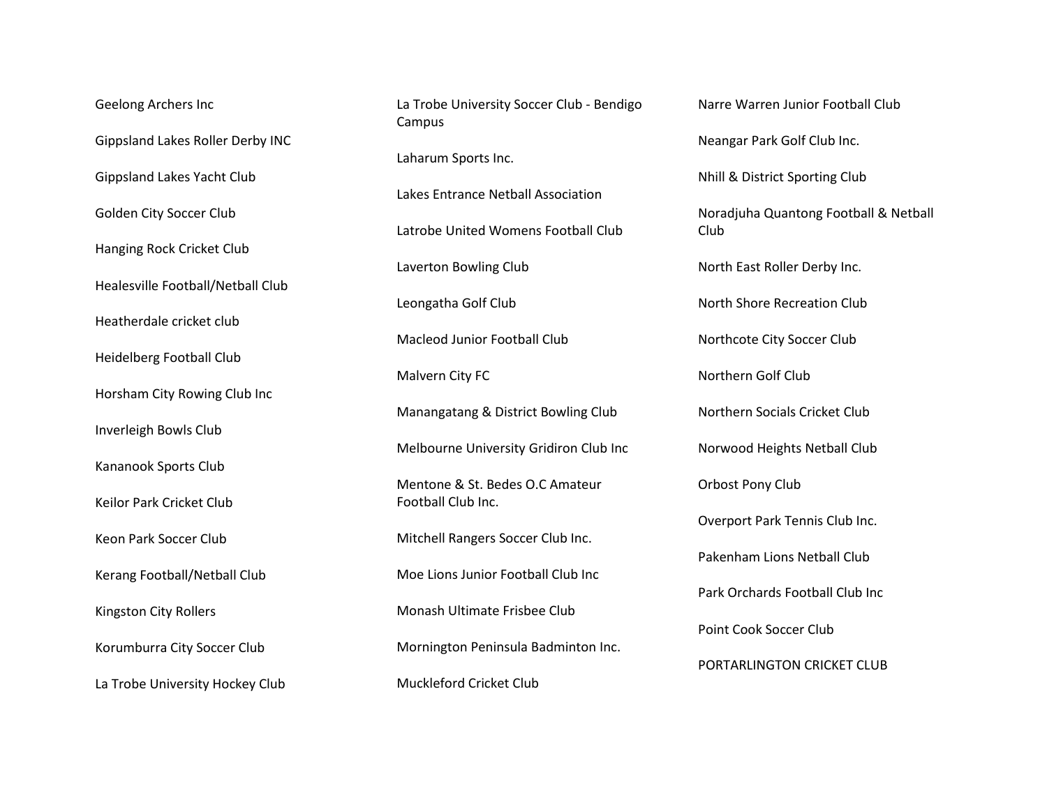Geelong Archers Inc

Gippsland Lakes Roller Derby INC

Gippsland Lakes Yacht Club

Golden City Soccer Club

Hanging Rock Cricket Club

Healesville Football/Netball Club

Heatherdale cricket club

Heidelberg Football Club

Horsham City Rowing Club Inc

Inverleigh Bowls Club

Kananook Sports Club

Keilor Park Cricket Club

Keon Park Soccer Club

Kerang Football/Netball Club

Kingston City Rollers

Korumburra City Soccer Club

La Trobe University Hockey Club

La Trobe University Soccer Club - Bendigo Campus

Laharum Sports Inc.

Lakes Entrance Netball Association

Latrobe United Womens Football Club

Laverton Bowling Club

Leongatha Golf Club

Macleod Junior Football Club

Malvern City FC

Manangatang & District Bowling Club

Melbourne University Gridiron Club Inc

Mentone & St. Bedes O.C Amateur Football Club Inc.

Mitchell Rangers Soccer Club Inc.

Moe Lions Junior Football Club Inc

Monash Ultimate Frisbee Club

Mornington Peninsula Badminton Inc.

Muckleford Cricket Club

Narre Warren Junior Football Club

Neangar Park Golf Club Inc.

Nhill & District Sporting Club

Noradjuha Quantong Football & Netball Club

North East Roller Derby Inc.

North Shore Recreation Club

Northcote City Soccer Club

Northern Golf Club

Northern Socials Cricket Club

Norwood Heights Netball Club

Orbost Pony Club

Overport Park Tennis Club Inc.

Pakenham Lions Netball Club

Park Orchards Football Club Inc

Point Cook Soccer Club

PORTARLINGTON CRICKET CLUB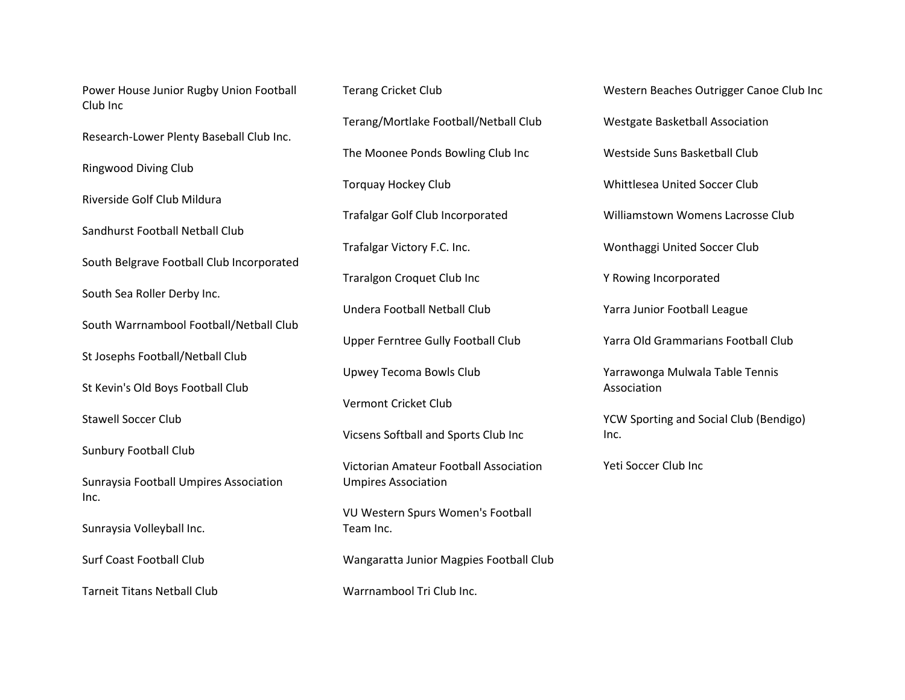Power House Junior Rugby Union Football Club Inc

Research-Lower Plenty Baseball Club Inc.

Ringwood Diving Club

Riverside Golf Club Mildura

Sandhurst Football Netball Club

South Belgrave Football Club Incorporated

South Sea Roller Derby Inc.

South Warrnambool Football/Netball Club

St Josephs Football/Netball Club

St Kevin's Old Boys Football Club

Stawell Soccer Club

Sunbury Football Club

Sunraysia Football Umpires Association Inc.

Sunraysia Volleyball Inc.

Surf Coast Football Club

Tarneit Titans Netball Club

Terang Cricket Club

Terang/Mortlake Football/Netball Club

The Moonee Ponds Bowling Club Inc

Torquay Hockey Club

Trafalgar Golf Club Incorporated

Trafalgar Victory F.C. Inc.

Traralgon Croquet Club Inc

Undera Football Netball Club

Upper Ferntree Gully Football Club

Upwey Tecoma Bowls Club

Vermont Cricket Club

Vicsens Softball and Sports Club Inc

Victorian Amateur Football Association Umpires Association

VU Western Spurs Women's Football Team Inc.

Wangaratta Junior Magpies Football Club

Warrnambool Tri Club Inc.

Western Beaches Outrigger Canoe Club Inc

Westgate Basketball Association

Westside Suns Basketball Club

Whittlesea United Soccer Club

Williamstown Womens Lacrosse Club

Wonthaggi United Soccer Club

Y Rowing Incorporated

Yarra Junior Football League

Yarra Old Grammarians Football Club

Yarrawonga Mulwala Table Tennis Association

YCW Sporting and Social Club (Bendigo) Inc.

Yeti Soccer Club Inc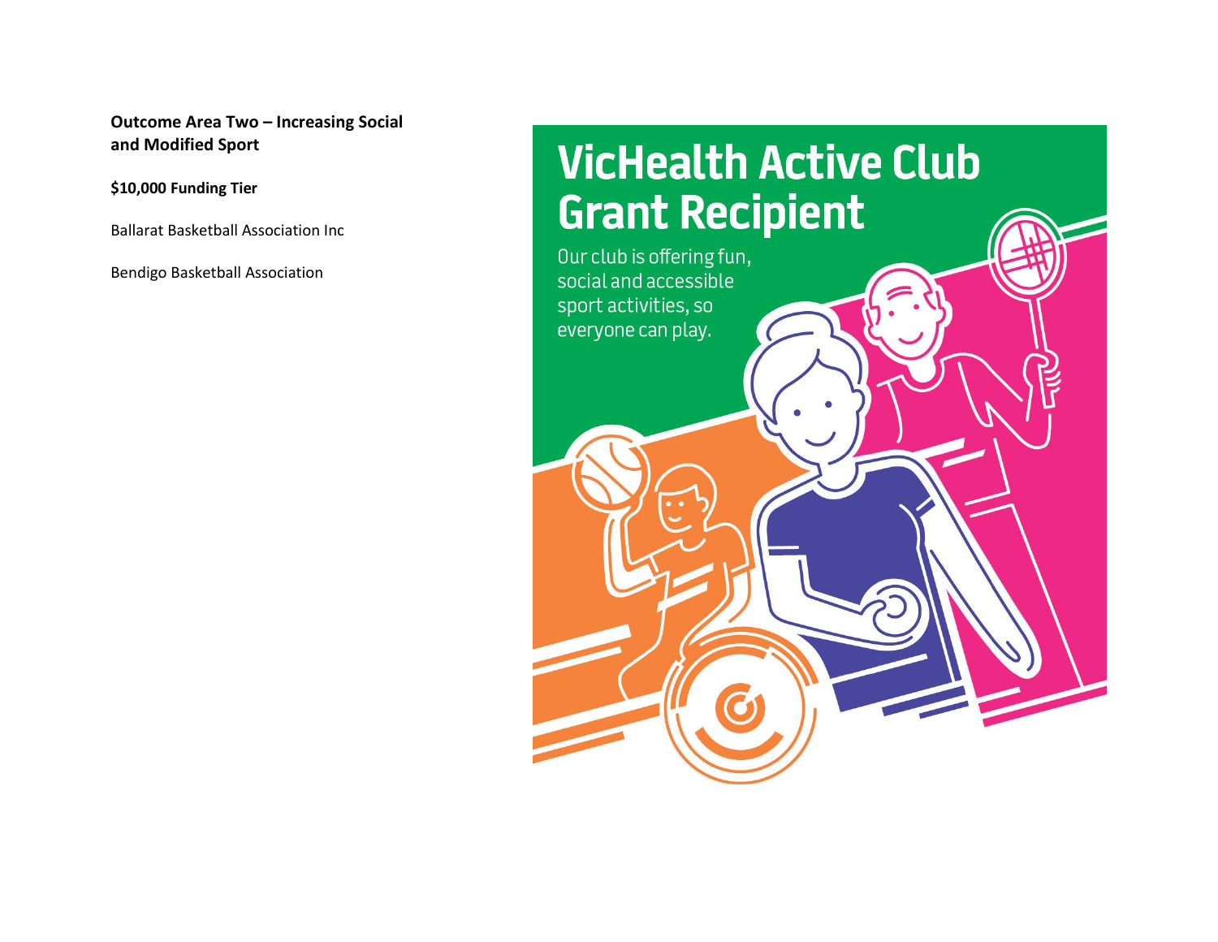**Outcome Area Two – Increasing Social and Modified Sport**

**$10,000 Funding Tier**

Ballarat Basketball Association Inc

Bendigo Basketball Association

# VicHealth Active Club Grant Recipient

Our club is offering fun, social and accessible sport activities, so everyone can play.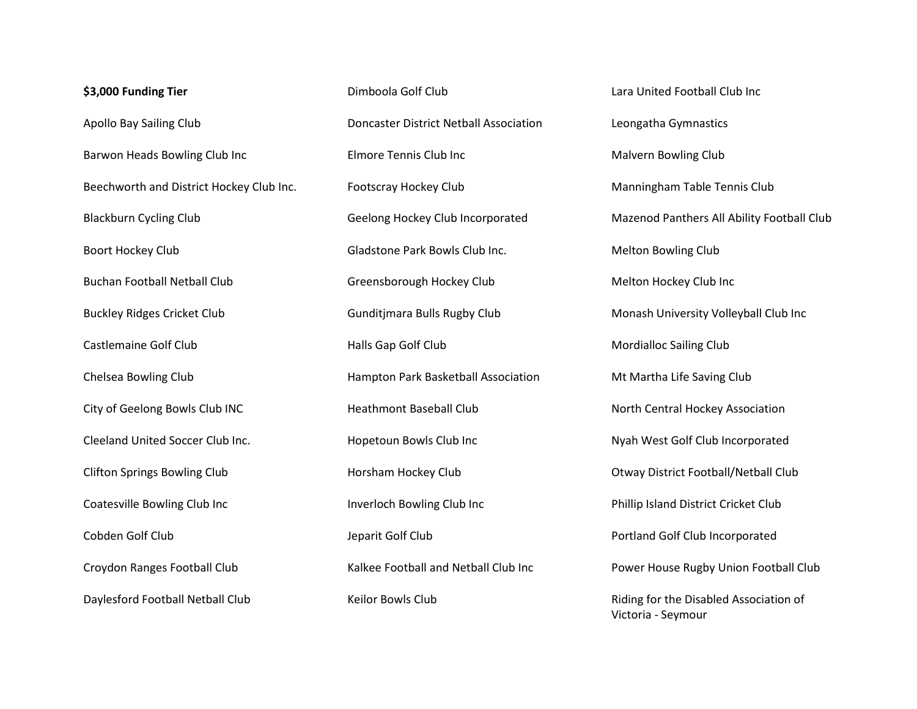**$3,000 Funding Tier**

Apollo Bay Sailing Club

Barwon Heads Bowling Club Inc

Beechworth and District Hockey Club Inc.

Blackburn Cycling Club

Boort Hockey Club

Buchan Football Netball Club

Buckley Ridges Cricket Club

Castlemaine Golf Club

Chelsea Bowling Club

City of Geelong Bowls Club INC

Cleeland United Soccer Club Inc.

Clifton Springs Bowling Club

Coatesville Bowling Club Inc

Cobden Golf Club

Croydon Ranges Football Club

Daylesford Football Netball Club

Dimboola Golf Club

Doncaster District Netball Association

Elmore Tennis Club Inc

Footscray Hockey Club

Geelong Hockey Club Incorporated

Gladstone Park Bowls Club Inc.

Greensborough Hockey Club

Gunditjmara Bulls Rugby Club

Halls Gap Golf Club

Hampton Park Basketball Association

Heathmont Baseball Club

Hopetoun Bowls Club Inc

Horsham Hockey Club

Inverloch Bowling Club Inc

Jeparit Golf Club

Kalkee Football and Netball Club Inc

Keilor Bowls Club

Lara United Football Club Inc

Leongatha Gymnastics

Malvern Bowling Club

Manningham Table Tennis Club

Mazenod Panthers All Ability Football Club

Melton Bowling Club

Melton Hockey Club Inc

Monash University Volleyball Club Inc

Mordialloc Sailing Club

Mt Martha Life Saving Club

North Central Hockey Association

Nyah West Golf Club Incorporated

Otway District Football/Netball Club

Phillip Island District Cricket Club

Portland Golf Club Incorporated

Power House Rugby Union Football Club

Riding for the Disabled Association of Victoria - Seymour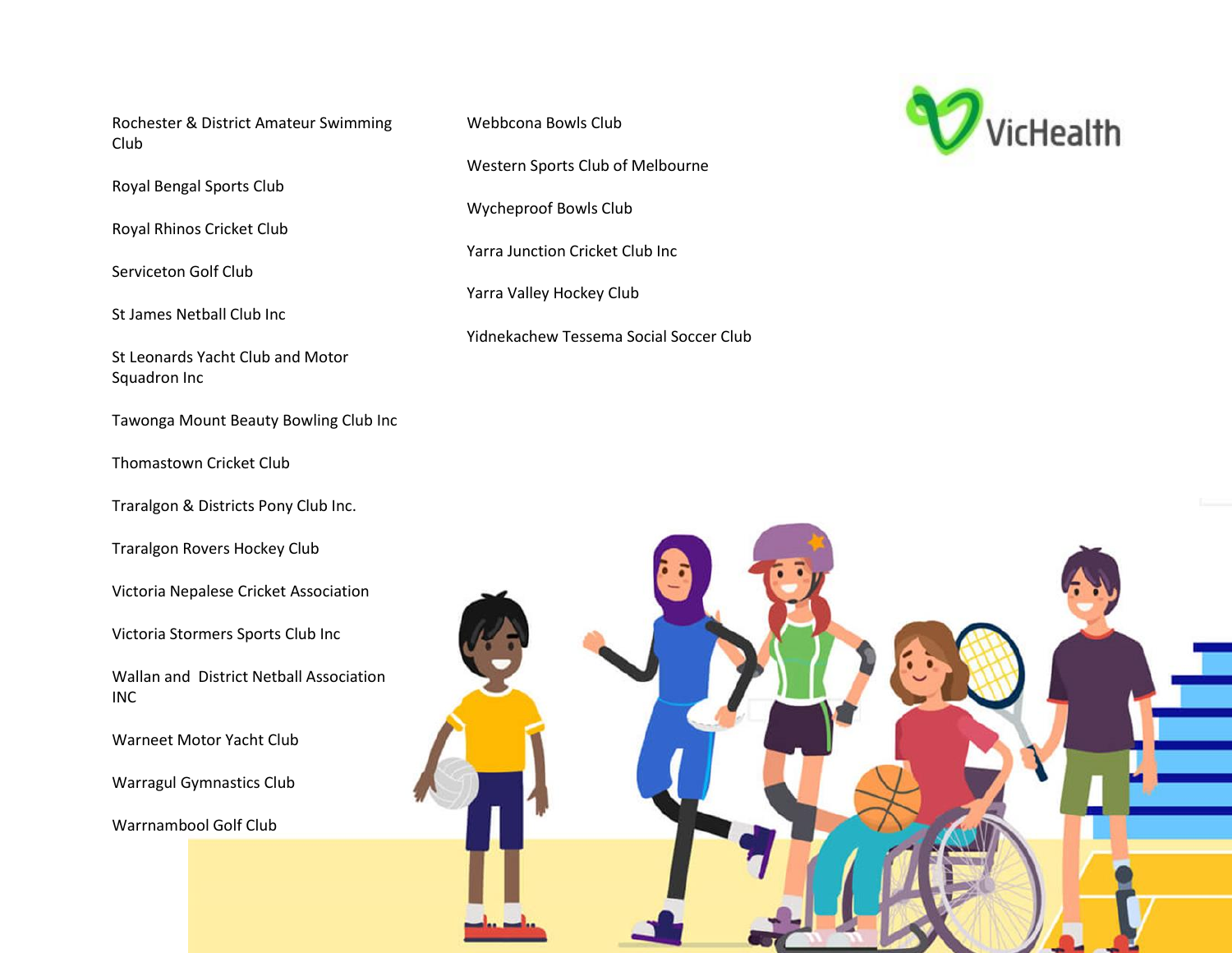Rochester & District Amateur Swimming Club

Royal Bengal Sports Club

Royal Rhinos Cricket Club

Serviceton Golf Club

St James Netball Club Inc

St Leonards Yacht Club and Motor Squadron Inc

Tawonga Mount Beauty Bowling Club Inc

Thomastown Cricket Club

Traralgon & Districts Pony Club Inc.

Traralgon Rovers Hockey Club

Victoria Nepalese Cricket Association

Victoria Stormers Sports Club Inc

Wallan and District Netball Association INC

Warneet Motor Yacht Club

Warragul Gymnastics Club

Warrnambool Golf Club

Webbcona Bowls Club

Western Sports Club of Melbourne

Wycheproof Bowls Club

Yarra Junction Cricket Club Inc

Yarra Valley Hockey Club

Yidnekachew Tessema Social Soccer Club